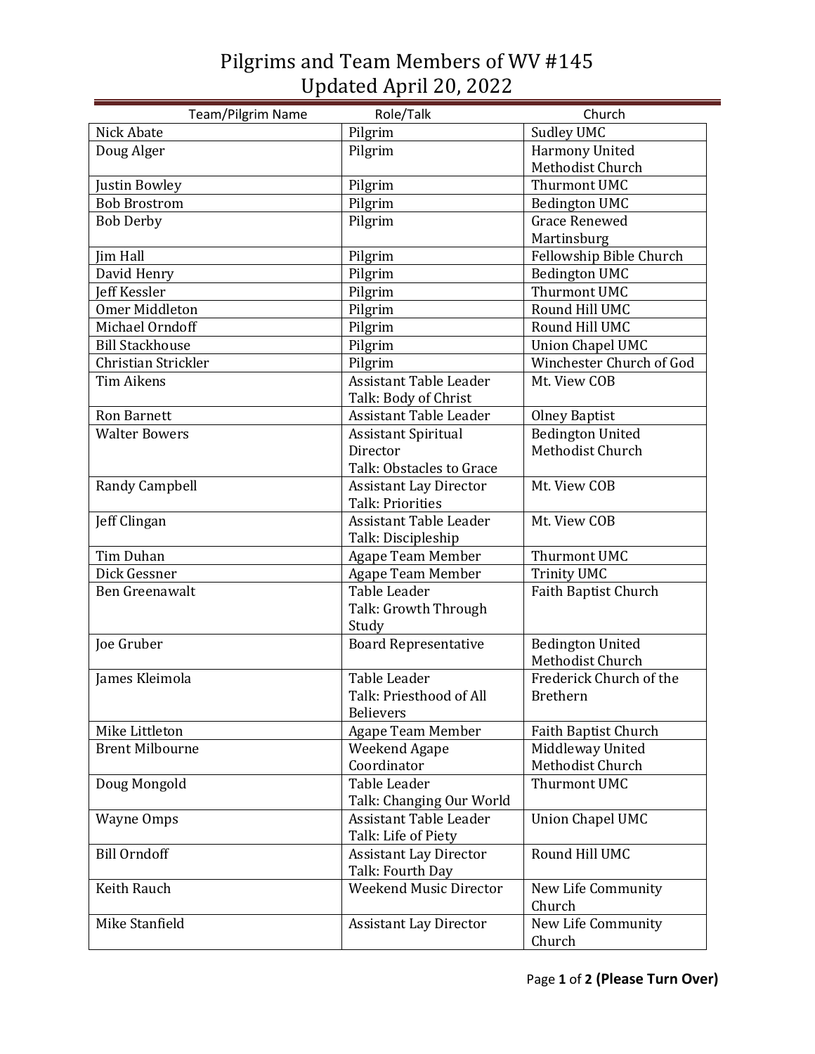# Pilgrims and Team Members of WV #145
## Updated April 20, 2022

| Team/Pilgrim Name | Role/Talk | Church |
|---|---|---|
| Nick Abate | Pilgrim | Sudley UMC |
| Doug Alger | Pilgrim | Harmony United Methodist Church |
| Justin Bowley | Pilgrim | Thurmont UMC |
| Bob Brostrom | Pilgrim | Bedington UMC |
| Bob Derby | Pilgrim | Grace Renewed Martinsburg |
| Jim Hall | Pilgrim | Fellowship Bible Church |
| David Henry | Pilgrim | Bedington UMC |
| Jeff Kessler | Pilgrim | Thurmont UMC |
| Omer Middleton | Pilgrim | Round Hill UMC |
| Michael Orndoff | Pilgrim | Round Hill UMC |
| Bill Stackhouse | Pilgrim | Union Chapel UMC |
| Christian Strickler | Pilgrim | Winchester Church of God |
| Tim Aikens | Assistant Table Leader<br>Talk: Body of Christ | Mt. View COB |
| Ron Barnett | Assistant Table Leader | Olney Baptist |
| Walter Bowers | Assistant Spiritual Director<br>Talk: Obstacles to Grace | Bedington United Methodist Church |
| Randy Campbell | Assistant Lay Director<br>Talk: Priorities | Mt. View COB |
| Jeff Clingan | Assistant Table Leader<br>Talk: Discipleship | Mt. View COB |
| Tim Duhan | Agape Team Member | Thurmont UMC |
| Dick Gessner | Agape Team Member | Trinity UMC |
| Ben Greenawalt | Table Leader<br>Talk: Growth Through Study | Faith Baptist Church |
| Joe Gruber | Board Representative | Bedington United Methodist Church |
| James Kleimola | Table Leader<br>Talk: Priesthood of All Believers | Frederick Church of the Brethern |
| Mike Littleton | Agape Team Member | Faith Baptist Church |
| Brent Milbourne | Weekend Agape Coordinator | Middleway United Methodist Church |
| Doug Mongold | Table Leader<br>Talk: Changing Our World | Thurmont UMC |
| Wayne Omps | Assistant Table Leader<br>Talk: Life of Piety | Union Chapel UMC |
| Bill Orndoff | Assistant Lay Director<br>Talk: Fourth Day | Round Hill UMC |
| Keith Rauch | Weekend Music Director | New Life Community Church |
| Mike Stanfield | Assistant Lay Director | New Life Community Church |

**(Please Turn Over)**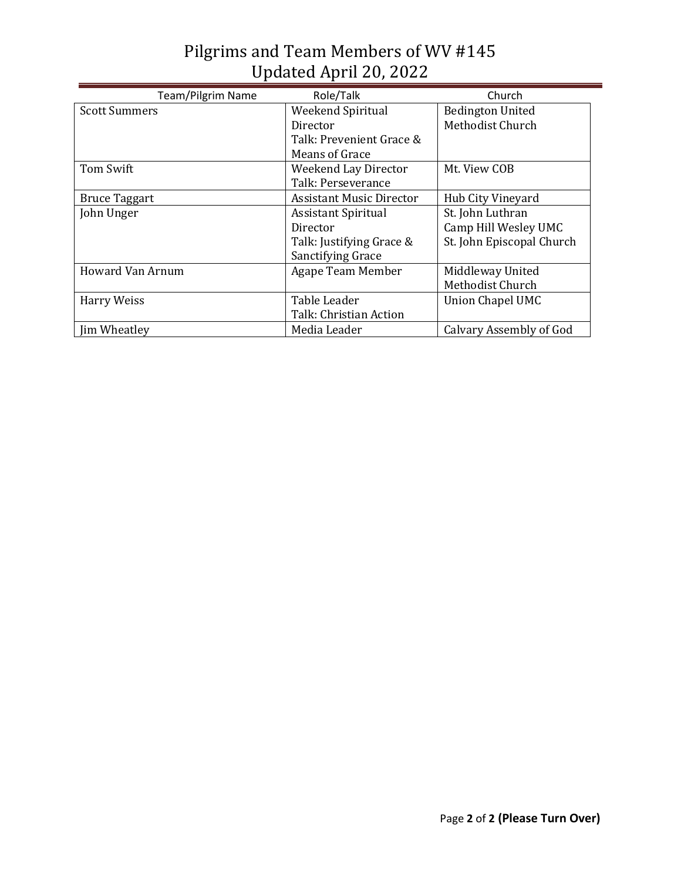# Pilgrims and Team Members of WV #145
Updated April 20, 2022

| Team/Pilgrim Name | Role/Talk | Church |
|---|---|---|
| Scott Summers | Weekend Spiritual Director<br>Talk: Prevenient Grace & Means of Grace | Bedington United Methodist Church |
| Tom Swift | Weekend Lay Director<br>Talk: Perseverance | Mt. View COB |
| Bruce Taggart | Assistant Music Director | Hub City Vineyard |
| John Unger | Assistant Spiritual Director<br>Talk: Justifying Grace & Sanctifying Grace | St. John Luthran<br>Camp Hill Wesley UMC<br>St. John Episcopal Church |
| Howard Van Arnum | Agape Team Member | Middleway United Methodist Church |
| Harry Weiss | Table Leader<br>Talk: Christian Action | Union Chapel UMC |
| Jim Wheatley | Media Leader | Calvary Assembly of God |

**(Please Turn Over)**